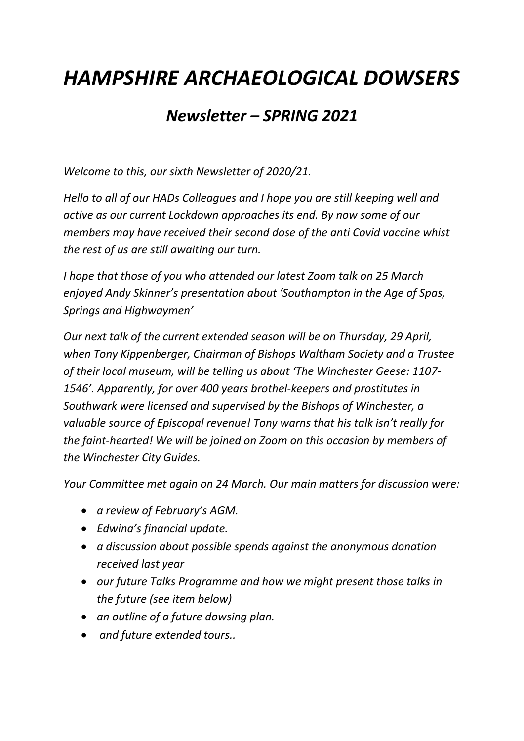# *HAMPSHIRE ARCHAEOLOGICAL DOWSERS*

## *Newsletter – SPRING 2021*

*Welcome to this, our sixth Newsletter of 2020/21.*

*Hello to all of our HADs Colleagues and I hope you are still keeping well and active as our current Lockdown approaches its end. By now some of our members may have received their second dose of the anti Covid vaccine whist the rest of us are still awaiting our turn.*

*I hope that those of you who attended our latest Zoom talk on 25 March enjoyed Andy Skinner's presentation about 'Southampton in the Age of Spas, Springs and Highwaymen'*

*Our next talk of the current extended season will be on Thursday, 29 April, when Tony Kippenberger, Chairman of Bishops Waltham Society and a Trustee of their local museum, will be telling us about 'The Winchester Geese: 1107-1546'. Apparently, for over 400 years brothel-keepers and prostitutes in Southwark were licensed and supervised by the Bishops of Winchester, a valuable source of Episcopal revenue! Tony warns that his talk isn't really for the faint-hearted! We will be joined on Zoom on this occasion by members of the Winchester City Guides.*

*Your Committee met again on 24 March. Our main matters for discussion were:*

- *a review of February's AGM.*
- *Edwina's financial update.*
- *a discussion about possible spends against the anonymous donation received last year*
- *our future Talks Programme and how we might present those talks in the future (see item below)*
- *an outline of a future dowsing plan.*
- *and future extended tours..*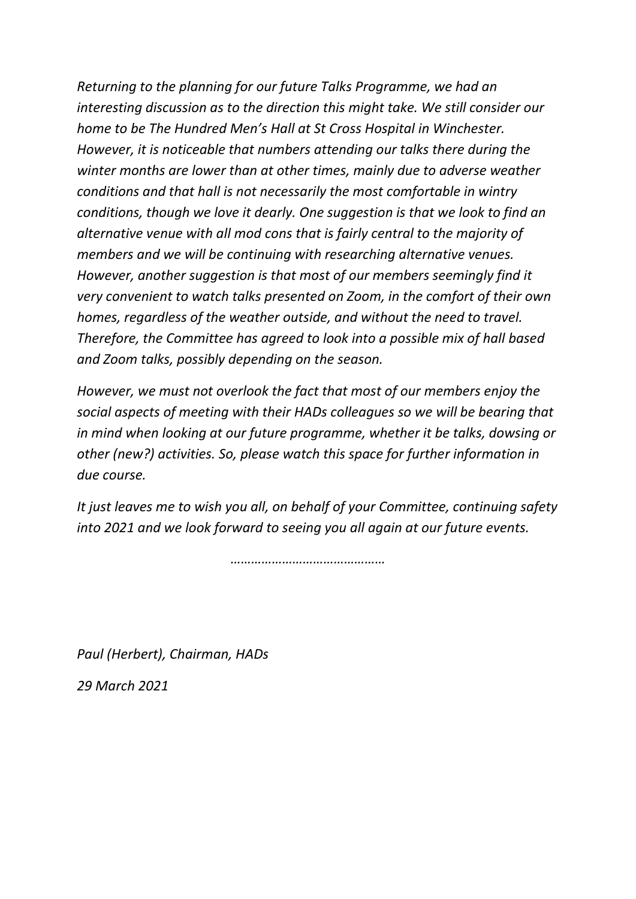*Returning to the planning for our future Talks Programme, we had an interesting discussion as to the direction this might take. We still consider our home to be The Hundred Men's Hall at St Cross Hospital in Winchester. However, it is noticeable that numbers attending our talks there during the winter months are lower than at other times, mainly due to adverse weather conditions and that hall is not necessarily the most comfortable in wintry conditions, though we love it dearly. One suggestion is that we look to find an alternative venue with all mod cons that is fairly central to the majority of members and we will be continuing with researching alternative venues. However, another suggestion is that most of our members seemingly find it very convenient to watch talks presented on Zoom, in the comfort of their own homes, regardless of the weather outside, and without the need to travel. Therefore, the Committee has agreed to look into a possible mix of hall based and Zoom talks, possibly depending on the season.*

*However, we must not overlook the fact that most of our members enjoy the social aspects of meeting with their HADs colleagues so we will be bearing that in mind when looking at our future programme, whether it be talks, dowsing or other (new?) activities. So, please watch this space for further information in due course.*

*It just leaves me to wish you all, on behalf of your Committee, continuing safety into 2021 and we look forward to seeing you all again at our future events.*

*……………………………………*

*Paul (Herbert), Chairman, HADs*

*29 March 2021*